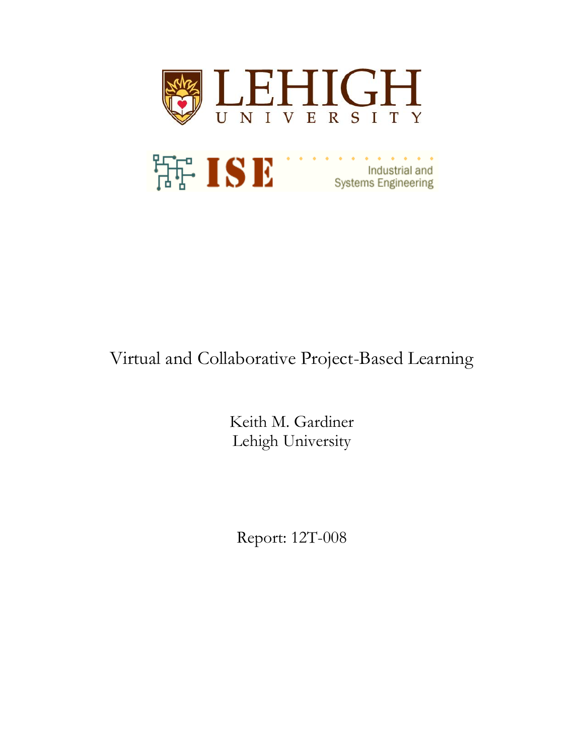LEHIGH UNIVERSITY

ISE Industrial and Systems Engineering

# Virtual and Collaborative Project-Based Learning

Keith M. Gardiner
Lehigh University

Report: 12T-008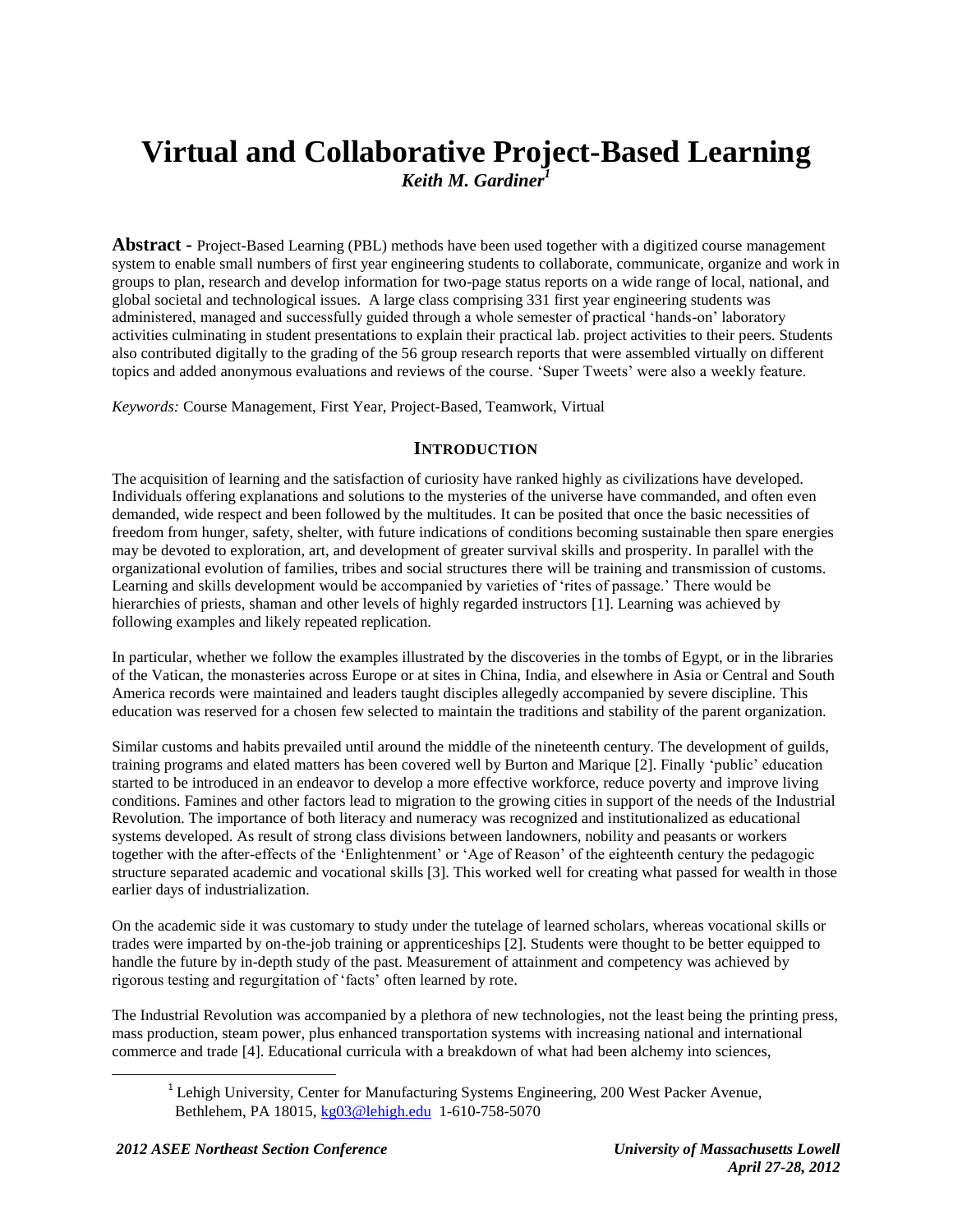# Virtual and Collaborative Project-Based Learning

***Keith M. Gardiner*** [1]

**Abstract -** Project-Based Learning (PBL) methods have been used together with a digitized course management system to enable small numbers of first year engineering students to collaborate, communicate, organize and work in groups to plan, research and develop information for two-page status reports on a wide range of local, national, and global societal and technological issues. A large class comprising 331 first year engineering students was administered, managed and successfully guided through a whole semester of practical 'hands-on' laboratory activities culminating in student presentations to explain their practical lab. project activities to their peers. Students also contributed digitally to the grading of the 56 group research reports that were assembled virtually on different topics and added anonymous evaluations and reviews of the course. 'Super Tweets' were also a weekly feature.

*Keywords:* Course Management, First Year, Project-Based, Teamwork, Virtual

## INTRODUCTION

The acquisition of learning and the satisfaction of curiosity have ranked highly as civilizations have developed. Individuals offering explanations and solutions to the mysteries of the universe have commanded, and often even demanded, wide respect and been followed by the multitudes. It can be posited that once the basic necessities of freedom from hunger, safety, shelter, with future indications of conditions becoming sustainable then spare energies may be devoted to exploration, art, and development of greater survival skills and prosperity. In parallel with the organizational evolution of families, tribes and social structures there will be training and transmission of customs. Learning and skills development would be accompanied by varieties of 'rites of passage.' There would be hierarchies of priests, shaman and other levels of highly regarded instructors [1]. Learning was achieved by following examples and likely repeated replication.

In particular, whether we follow the examples illustrated by the discoveries in the tombs of Egypt, or in the libraries of the Vatican, the monasteries across Europe or at sites in China, India, and elsewhere in Asia or Central and South America records were maintained and leaders taught disciples allegedly accompanied by severe discipline. This education was reserved for a chosen few selected to maintain the traditions and stability of the parent organization.

Similar customs and habits prevailed until around the middle of the nineteenth century. The development of guilds, training programs and elated matters has been covered well by Burton and Marique [2]. Finally 'public' education started to be introduced in an endeavor to develop a more effective workforce, reduce poverty and improve living conditions. Famines and other factors lead to migration to the growing cities in support of the needs of the Industrial Revolution. The importance of both literacy and numeracy was recognized and institutionalized as educational systems developed. As result of strong class divisions between landowners, nobility and peasants or workers together with the after-effects of the 'Enlightenment' or 'Age of Reason' of the eighteenth century the pedagogic structure separated academic and vocational skills [3]. This worked well for creating what passed for wealth in those earlier days of industrialization.

On the academic side it was customary to study under the tutelage of learned scholars, whereas vocational skills or trades were imparted by on-the-job training or apprenticeships [2]. Students were thought to be better equipped to handle the future by in-depth study of the past. Measurement of attainment and competency was achieved by rigorous testing and regurgitation of 'facts' often learned by rote.

The Industrial Revolution was accompanied by a plethora of new technologies, not the least being the printing press, mass production, steam power, plus enhanced transportation systems with increasing national and international commerce and trade [4]. Educational curricula with a breakdown of what had been alchemy into sciences,

[1] Lehigh University, Center for Manufacturing Systems Engineering, 200 West Packer Avenue, Bethlehem, PA 18015, kg03@lehigh.edu 1-610-758-5070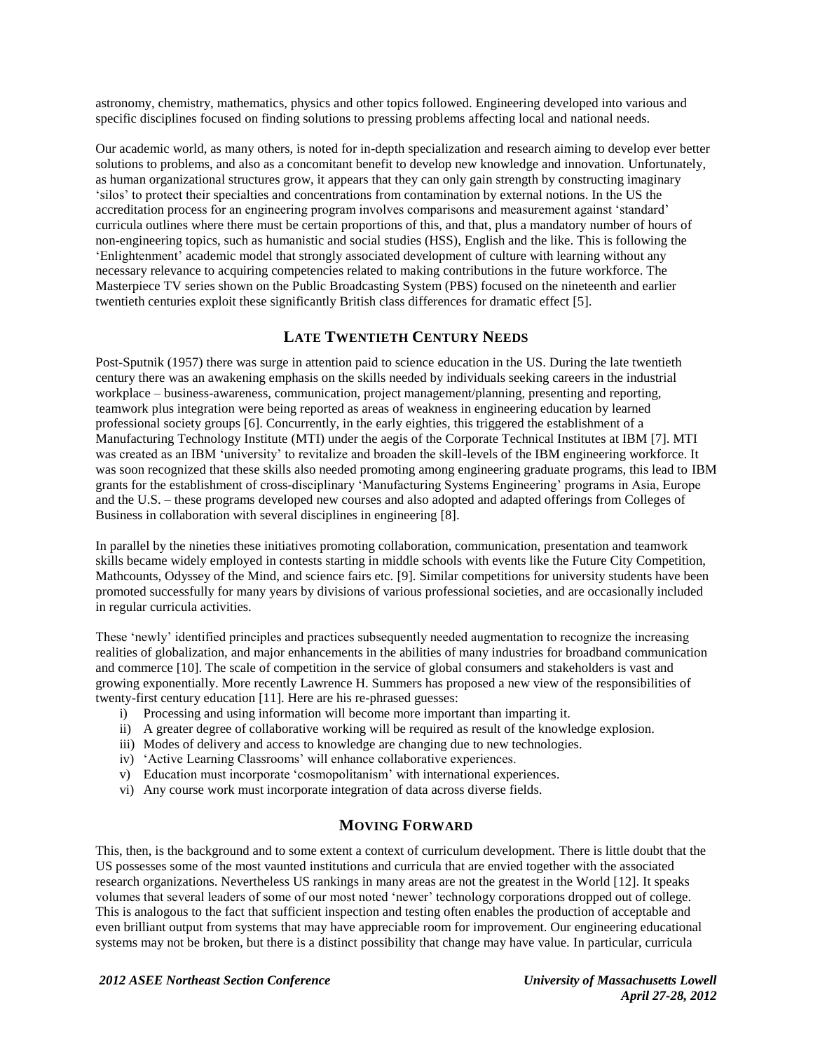astronomy, chemistry, mathematics, physics and other topics followed. Engineering developed into various and specific disciplines focused on finding solutions to pressing problems affecting local and national needs.

Our academic world, as many others, is noted for in-depth specialization and research aiming to develop ever better solutions to problems, and also as a concomitant benefit to develop new knowledge and innovation. Unfortunately, as human organizational structures grow, it appears that they can only gain strength by constructing imaginary 'silos' to protect their specialties and concentrations from contamination by external notions. In the US the accreditation process for an engineering program involves comparisons and measurement against 'standard' curricula outlines where there must be certain proportions of this, and that, plus a mandatory number of hours of non-engineering topics, such as humanistic and social studies (HSS), English and the like. This is following the 'Enlightenment' academic model that strongly associated development of culture with learning without any necessary relevance to acquiring competencies related to making contributions in the future workforce. The Masterpiece TV series shown on the Public Broadcasting System (PBS) focused on the nineteenth and earlier twentieth centuries exploit these significantly British class differences for dramatic effect [5].

## LATE TWENTIETH CENTURY NEEDS

Post-Sputnik (1957) there was surge in attention paid to science education in the US. During the late twentieth century there was an awakening emphasis on the skills needed by individuals seeking careers in the industrial workplace – business-awareness, communication, project management/planning, presenting and reporting, teamwork plus integration were being reported as areas of weakness in engineering education by learned professional society groups [6]. Concurrently, in the early eighties, this triggered the establishment of a Manufacturing Technology Institute (MTI) under the aegis of the Corporate Technical Institutes at IBM [7]. MTI was created as an IBM 'university' to revitalize and broaden the skill-levels of the IBM engineering workforce. It was soon recognized that these skills also needed promoting among engineering graduate programs, this lead to IBM grants for the establishment of cross-disciplinary 'Manufacturing Systems Engineering' programs in Asia, Europe and the U.S. – these programs developed new courses and also adopted and adapted offerings from Colleges of Business in collaboration with several disciplines in engineering [8].

In parallel by the nineties these initiatives promoting collaboration, communication, presentation and teamwork skills became widely employed in contests starting in middle schools with events like the Future City Competition, Mathcounts, Odyssey of the Mind, and science fairs etc. [9]. Similar competitions for university students have been promoted successfully for many years by divisions of various professional societies, and are occasionally included in regular curricula activities.

These 'newly' identified principles and practices subsequently needed augmentation to recognize the increasing realities of globalization, and major enhancements in the abilities of many industries for broadband communication and commerce [10]. The scale of competition in the service of global consumers and stakeholders is vast and growing exponentially. More recently Lawrence H. Summers has proposed a new view of the responsibilities of twenty-first century education [11]. Here are his re-phrased guesses:

- i) Processing and using information will become more important than imparting it.
- ii) A greater degree of collaborative working will be required as result of the knowledge explosion.
- iii) Modes of delivery and access to knowledge are changing due to new technologies.
- iv) 'Active Learning Classrooms' will enhance collaborative experiences.
- v) Education must incorporate 'cosmopolitanism' with international experiences.
- vi) Any course work must incorporate integration of data across diverse fields.

## MOVING FORWARD

This, then, is the background and to some extent a context of curriculum development. There is little doubt that the US possesses some of the most vaunted institutions and curricula that are envied together with the associated research organizations. Nevertheless US rankings in many areas are not the greatest in the World [12]. It speaks volumes that several leaders of some of our most noted 'newer' technology corporations dropped out of college. This is analogous to the fact that sufficient inspection and testing often enables the production of acceptable and even brilliant output from systems that may have appreciable room for improvement. Our engineering educational systems may not be broken, but there is a distinct possibility that change may have value. In particular, curricula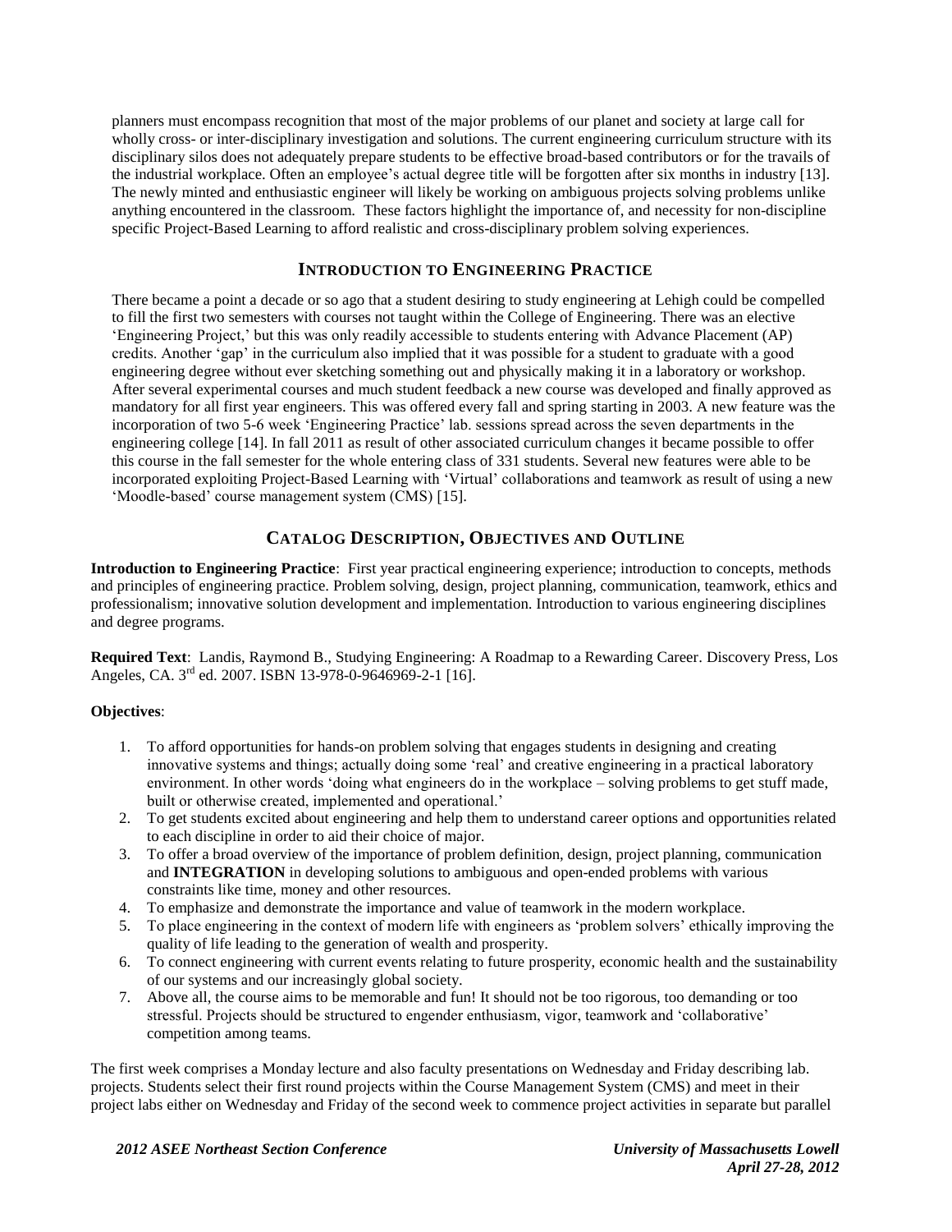planners must encompass recognition that most of the major problems of our planet and society at large call for wholly cross- or inter-disciplinary investigation and solutions. The current engineering curriculum structure with its disciplinary silos does not adequately prepare students to be effective broad-based contributors or for the travails of the industrial workplace. Often an employee's actual degree title will be forgotten after six months in industry [13]. The newly minted and enthusiastic engineer will likely be working on ambiguous projects solving problems unlike anything encountered in the classroom. These factors highlight the importance of, and necessity for non-discipline specific Project-Based Learning to afford realistic and cross-disciplinary problem solving experiences.

## INTRODUCTION TO ENGINEERING PRACTICE

There became a point a decade or so ago that a student desiring to study engineering at Lehigh could be compelled to fill the first two semesters with courses not taught within the College of Engineering. There was an elective 'Engineering Project,' but this was only readily accessible to students entering with Advance Placement (AP) credits. Another 'gap' in the curriculum also implied that it was possible for a student to graduate with a good engineering degree without ever sketching something out and physically making it in a laboratory or workshop. After several experimental courses and much student feedback a new course was developed and finally approved as mandatory for all first year engineers. This was offered every fall and spring starting in 2003. A new feature was the incorporation of two 5-6 week 'Engineering Practice' lab. sessions spread across the seven departments in the engineering college [14]. In fall 2011 as result of other associated curriculum changes it became possible to offer this course in the fall semester for the whole entering class of 331 students. Several new features were able to be incorporated exploiting Project-Based Learning with 'Virtual' collaborations and teamwork as result of using a new 'Moodle-based' course management system (CMS) [15].

## CATALOG DESCRIPTION, OBJECTIVES AND OUTLINE

**Introduction to Engineering Practice**: First year practical engineering experience; introduction to concepts, methods and principles of engineering practice. Problem solving, design, project planning, communication, teamwork, ethics and professionalism; innovative solution development and implementation. Introduction to various engineering disciplines and degree programs.

**Required Text**: Landis, Raymond B., Studying Engineering: A Roadmap to a Rewarding Career. Discovery Press, Los Angeles, CA. 3rd ed. 2007. ISBN 13-978-0-9646969-2-1 [16].

**Objectives**:

1. To afford opportunities for hands-on problem solving that engages students in designing and creating innovative systems and things; actually doing some 'real' and creative engineering in a practical laboratory environment. In other words 'doing what engineers do in the workplace – solving problems to get stuff made, built or otherwise created, implemented and operational.'
2. To get students excited about engineering and help them to understand career options and opportunities related to each discipline in order to aid their choice of major.
3. To offer a broad overview of the importance of problem definition, design, project planning, communication and **INTEGRATION** in developing solutions to ambiguous and open-ended problems with various constraints like time, money and other resources.
4. To emphasize and demonstrate the importance and value of teamwork in the modern workplace.
5. To place engineering in the context of modern life with engineers as 'problem solvers' ethically improving the quality of life leading to the generation of wealth and prosperity.
6. To connect engineering with current events relating to future prosperity, economic health and the sustainability of our systems and our increasingly global society.
7. Above all, the course aims to be memorable and fun! It should not be too rigorous, too demanding or too stressful. Projects should be structured to engender enthusiasm, vigor, teamwork and 'collaborative' competition among teams.

The first week comprises a Monday lecture and also faculty presentations on Wednesday and Friday describing lab. projects. Students select their first round projects within the Course Management System (CMS) and meet in their project labs either on Wednesday and Friday of the second week to commence project activities in separate but parallel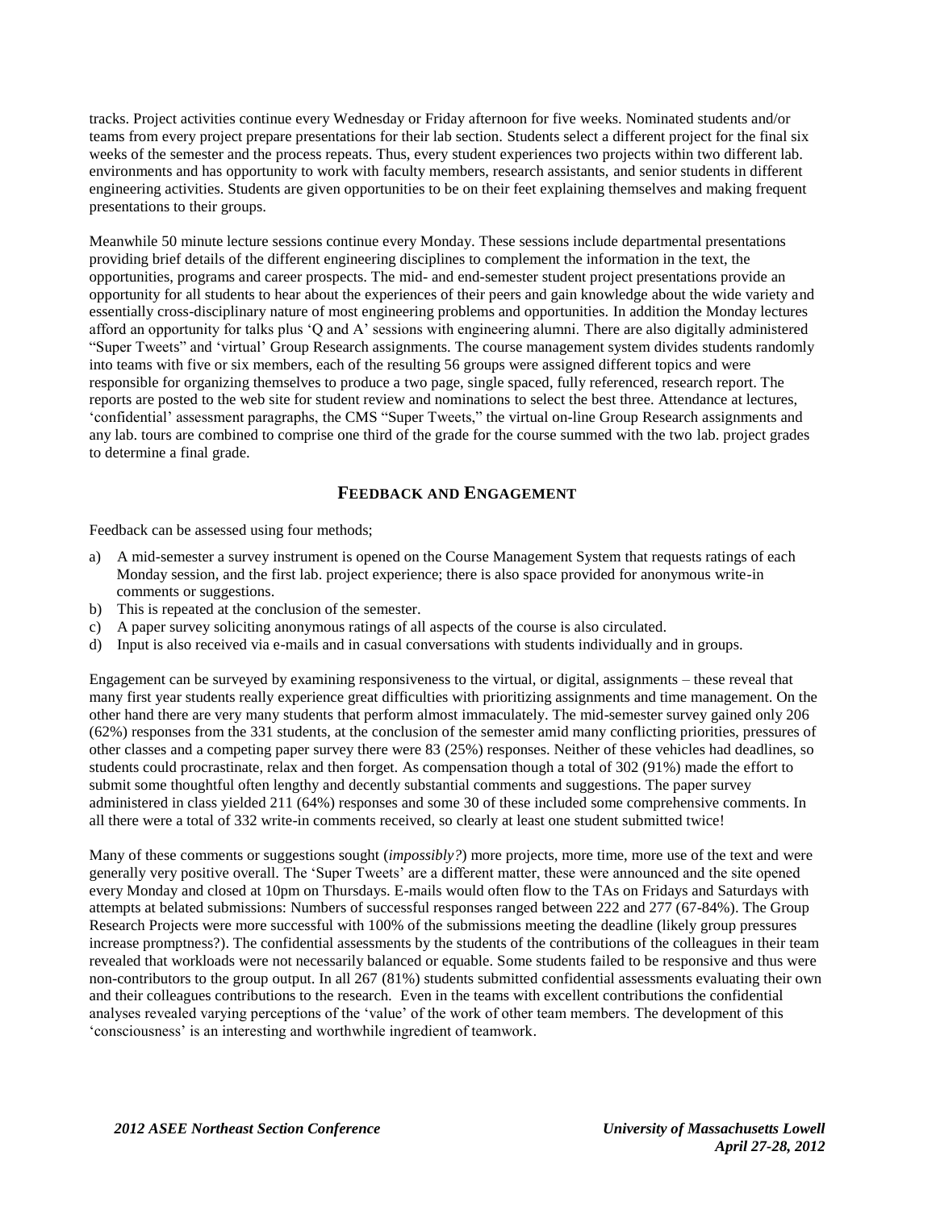tracks. Project activities continue every Wednesday or Friday afternoon for five weeks. Nominated students and/or teams from every project prepare presentations for their lab section. Students select a different project for the final six weeks of the semester and the process repeats. Thus, every student experiences two projects within two different lab. environments and has opportunity to work with faculty members, research assistants, and senior students in different engineering activities. Students are given opportunities to be on their feet explaining themselves and making frequent presentations to their groups.

Meanwhile 50 minute lecture sessions continue every Monday. These sessions include departmental presentations providing brief details of the different engineering disciplines to complement the information in the text, the opportunities, programs and career prospects. The mid- and end-semester student project presentations provide an opportunity for all students to hear about the experiences of their peers and gain knowledge about the wide variety and essentially cross-disciplinary nature of most engineering problems and opportunities. In addition the Monday lectures afford an opportunity for talks plus 'Q and A' sessions with engineering alumni. There are also digitally administered "Super Tweets" and 'virtual' Group Research assignments. The course management system divides students randomly into teams with five or six members, each of the resulting 56 groups were assigned different topics and were responsible for organizing themselves to produce a two page, single spaced, fully referenced, research report. The reports are posted to the web site for student review and nominations to select the best three. Attendance at lectures, 'confidential' assessment paragraphs, the CMS "Super Tweets," the virtual on-line Group Research assignments and any lab. tours are combined to comprise one third of the grade for the course summed with the two lab. project grades to determine a final grade.

## FEEDBACK AND ENGAGEMENT

Feedback can be assessed using four methods;

a) A mid-semester a survey instrument is opened on the Course Management System that requests ratings of each Monday session, and the first lab. project experience; there is also space provided for anonymous write-in comments or suggestions.
b) This is repeated at the conclusion of the semester.
c) A paper survey soliciting anonymous ratings of all aspects of the course is also circulated.
d) Input is also received via e-mails and in casual conversations with students individually and in groups.

Engagement can be surveyed by examining responsiveness to the virtual, or digital, assignments – these reveal that many first year students really experience great difficulties with prioritizing assignments and time management. On the other hand there are very many students that perform almost immaculately. The mid-semester survey gained only 206 (62%) responses from the 331 students, at the conclusion of the semester amid many conflicting priorities, pressures of other classes and a competing paper survey there were 83 (25%) responses. Neither of these vehicles had deadlines, so students could procrastinate, relax and then forget. As compensation though a total of 302 (91%) made the effort to submit some thoughtful often lengthy and decently substantial comments and suggestions. The paper survey administered in class yielded 211 (64%) responses and some 30 of these included some comprehensive comments. In all there were a total of 332 write-in comments received, so clearly at least one student submitted twice!

Many of these comments or suggestions sought (*impossibly?*) more projects, more time, more use of the text and were generally very positive overall. The 'Super Tweets' are a different matter, these were announced and the site opened every Monday and closed at 10pm on Thursdays. E-mails would often flow to the TAs on Fridays and Saturdays with attempts at belated submissions: Numbers of successful responses ranged between 222 and 277 (67-84%). The Group Research Projects were more successful with 100% of the submissions meeting the deadline (likely group pressures increase promptness?). The confidential assessments by the students of the contributions of the colleagues in their team revealed that workloads were not necessarily balanced or equable. Some students failed to be responsive and thus were non-contributors to the group output. In all 267 (81%) students submitted confidential assessments evaluating their own and their colleagues contributions to the research. Even in the teams with excellent contributions the confidential analyses revealed varying perceptions of the 'value' of the work of other team members. The development of this 'consciousness' is an interesting and worthwhile ingredient of teamwork.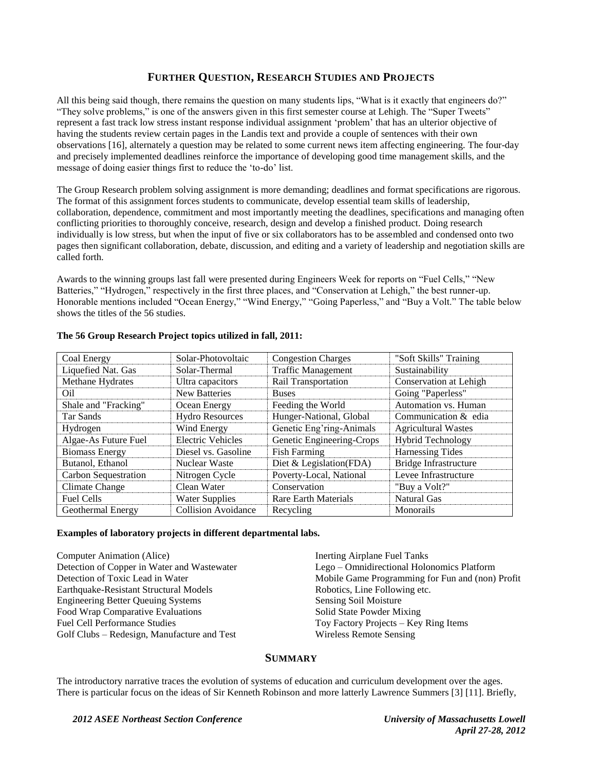## FURTHER QUESTION, RESEARCH STUDIES AND PROJECTS

All this being said though, there remains the question on many students lips, "What is it exactly that engineers do?" "They solve problems," is one of the answers given in this first semester course at Lehigh. The "Super Tweets" represent a fast track low stress instant response individual assignment 'problem' that has an ulterior objective of having the students review certain pages in the Landis text and provide a couple of sentences with their own observations [16], alternately a question may be related to some current news item affecting engineering. The four-day and precisely implemented deadlines reinforce the importance of developing good time management skills, and the message of doing easier things first to reduce the 'to-do' list.

The Group Research problem solving assignment is more demanding; deadlines and format specifications are rigorous. The format of this assignment forces students to communicate, develop essential team skills of leadership, collaboration, dependence, commitment and most importantly meeting the deadlines, specifications and managing often conflicting priorities to thoroughly conceive, research, design and develop a finished product. Doing research individually is low stress, but when the input of five or six collaborators has to be assembled and condensed onto two pages then significant collaboration, debate, discussion, and editing and a variety of leadership and negotiation skills are called forth.

Awards to the winning groups last fall were presented during Engineers Week for reports on "Fuel Cells," "New Batteries," "Hydrogen," respectively in the first three places, and "Conservation at Lehigh," the best runner-up. Honorable mentions included "Ocean Energy," "Wind Energy," "Going Paperless," and "Buy a Volt." The table below shows the titles of the 56 studies.

**The 56 Group Research Project topics utilized in fall, 2011:**

| | | | |
|---|---|---|---|
| Coal Energy | Solar-Photovoltaic | Congestion Charges | "Soft Skills" Training |
| Liquefied Nat. Gas | Solar-Thermal | Traffic Management | Sustainability |
| Methane Hydrates | Ultra capacitors | Rail Transportation | Conservation at Lehigh |
| Oil | New Batteries | Buses | Going "Paperless" |
| Shale and "Fracking" | Ocean Energy | Feeding the World | Automation vs. Human |
| Tar Sands | Hydro Resources | Hunger-National, Global | Communication & edia |
| Hydrogen | Wind Energy | Genetic Eng'ring-Animals | Agricultural Wastes |
| Algae-As Future Fuel | Electric Vehicles | Genetic Engineering-Crops | Hybrid Technology |
| Biomass Energy | Diesel vs. Gasoline | Fish Farming | Harnessing Tides |
| Butanol, Ethanol | Nuclear Waste | Diet & Legislation(FDA) | Bridge Infrastructure |
| Carbon Sequestration | Nitrogen Cycle | Poverty-Local, National | Levee Infrastructure |
| Climate Change | Clean Water | Conservation | "Buy a Volt?" |
| Fuel Cells | Water Supplies | Rare Earth Materials | Natural Gas |
| Geothermal Energy | Collision Avoidance | Recycling | Monorails |

**Examples of laboratory projects in different departmental labs.**

Computer Animation (Alice)
Detection of Copper in Water and Wastewater
Detection of Toxic Lead in Water
Earthquake-Resistant Structural Models
Engineering Better Queuing Systems
Food Wrap Comparative Evaluations
Fuel Cell Performance Studies
Golf Clubs – Redesign, Manufacture and Test
Inerting Airplane Fuel Tanks
Lego – Omnidirectional Holonomics Platform
Mobile Game Programming for Fun and (non) Profit
Robotics, Line Following etc.
Sensing Soil Moisture
Solid State Powder Mixing
Toy Factory Projects – Key Ring Items
Wireless Remote Sensing

## SUMMARY

The introductory narrative traces the evolution of systems of education and curriculum development over the ages. There is particular focus on the ideas of Sir Kenneth Robinson and more latterly Lawrence Summers [3] [11]. Briefly,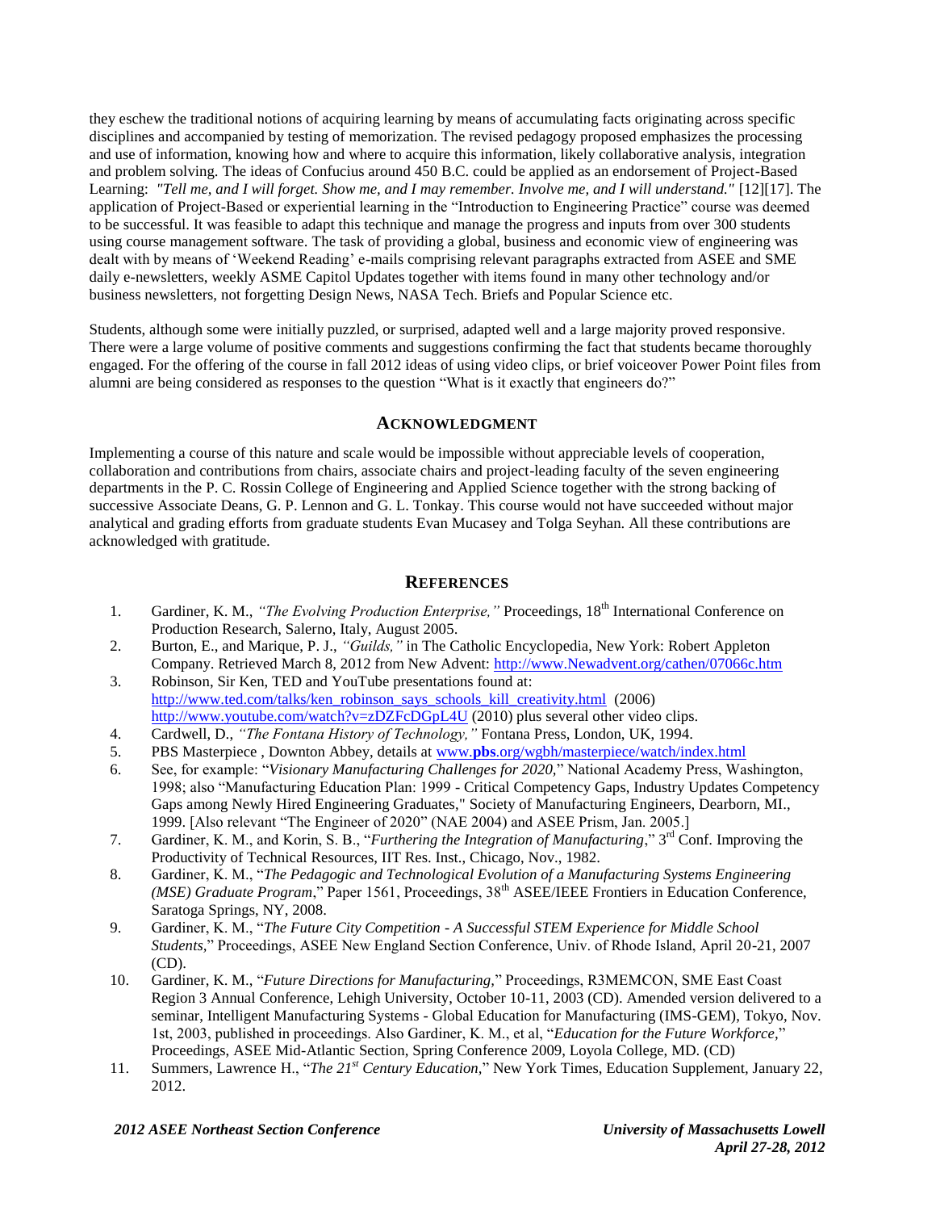they eschew the traditional notions of acquiring learning by means of accumulating facts originating across specific disciplines and accompanied by testing of memorization. The revised pedagogy proposed emphasizes the processing and use of information, knowing how and where to acquire this information, likely collaborative analysis, integration and problem solving. The ideas of Confucius around 450 B.C. could be applied as an endorsement of Project-Based Learning: *"Tell me, and I will forget. Show me, and I may remember. Involve me, and I will understand."* [12][17]. The application of Project-Based or experiential learning in the "Introduction to Engineering Practice" course was deemed to be successful. It was feasible to adapt this technique and manage the progress and inputs from over 300 students using course management software. The task of providing a global, business and economic view of engineering was dealt with by means of 'Weekend Reading' e-mails comprising relevant paragraphs extracted from ASEE and SME daily e-newsletters, weekly ASME Capitol Updates together with items found in many other technology and/or business newsletters, not forgetting Design News, NASA Tech. Briefs and Popular Science etc.

Students, although some were initially puzzled, or surprised, adapted well and a large majority proved responsive. There were a large volume of positive comments and suggestions confirming the fact that students became thoroughly engaged. For the offering of the course in fall 2012 ideas of using video clips, or brief voiceover Power Point files from alumni are being considered as responses to the question "What is it exactly that engineers do?"

## ACKNOWLEDGMENT

Implementing a course of this nature and scale would be impossible without appreciable levels of cooperation, collaboration and contributions from chairs, associate chairs and project-leading faculty of the seven engineering departments in the P. C. Rossin College of Engineering and Applied Science together with the strong backing of successive Associate Deans, G. P. Lennon and G. L. Tonkay. This course would not have succeeded without major analytical and grading efforts from graduate students Evan Mucasey and Tolga Seyhan. All these contributions are acknowledged with gratitude.

## REFERENCES

1. Gardiner, K. M., *"The Evolving Production Enterprise,"* Proceedings, 18th International Conference on Production Research, Salerno, Italy, August 2005.
2. Burton, E., and Marique, P. J., *"Guilds,"* in The Catholic Encyclopedia, New York: Robert Appleton Company. Retrieved March 8, 2012 from New Advent: http://www.Newadvent.org/cathen/07066c.htm
3. Robinson, Sir Ken, TED and YouTube presentations found at: http://www.ted.com/talks/ken_robinson_says_schools_kill_creativity.html (2006) http://www.youtube.com/watch?v=zDZFcDGpL4U (2010) plus several other video clips.
4. Cardwell, D., *"The Fontana History of Technology,"* Fontana Press, London, UK, 1994.
5. PBS Masterpiece , Downton Abbey, details at www.**pbs**.org/wgbh/masterpiece/watch/index.html
6. See, for example: "*Visionary Manufacturing Challenges for 2020,*" National Academy Press, Washington, 1998; also "Manufacturing Education Plan: 1999 - Critical Competency Gaps, Industry Updates Competency Gaps among Newly Hired Engineering Graduates," Society of Manufacturing Engineers, Dearborn, MI., 1999. [Also relevant "The Engineer of 2020" (NAE 2004) and ASEE Prism, Jan. 2005.]
7. Gardiner, K. M., and Korin, S. B., "*Furthering the Integration of Manufacturing*," 3rd Conf. Improving the Productivity of Technical Resources, IIT Res. Inst., Chicago, Nov., 1982.
8. Gardiner, K. M., "*The Pedagogic and Technological Evolution of a Manufacturing Systems Engineering (MSE) Graduate Program*," Paper 1561, Proceedings, 38th ASEE/IEEE Frontiers in Education Conference, Saratoga Springs, NY, 2008.
9. Gardiner, K. M., "*The Future City Competition - A Successful STEM Experience for Middle School Students,*" Proceedings, ASEE New England Section Conference, Univ. of Rhode Island, April 20-21, 2007 (CD).
10. Gardiner, K. M., "*Future Directions for Manufacturing,*" Proceedings, R3MEMCON, SME East Coast Region 3 Annual Conference, Lehigh University, October 10-11, 2003 (CD). Amended version delivered to a seminar, Intelligent Manufacturing Systems - Global Education for Manufacturing (IMS-GEM), Tokyo, Nov. 1st, 2003, published in proceedings. Also Gardiner, K. M., et al, "*Education for the Future Workforce,*" Proceedings, ASEE Mid-Atlantic Section, Spring Conference 2009, Loyola College, MD. (CD)
11. Summers, Lawrence H., "*The 21st Century Education,*" New York Times, Education Supplement, January 22, 2012.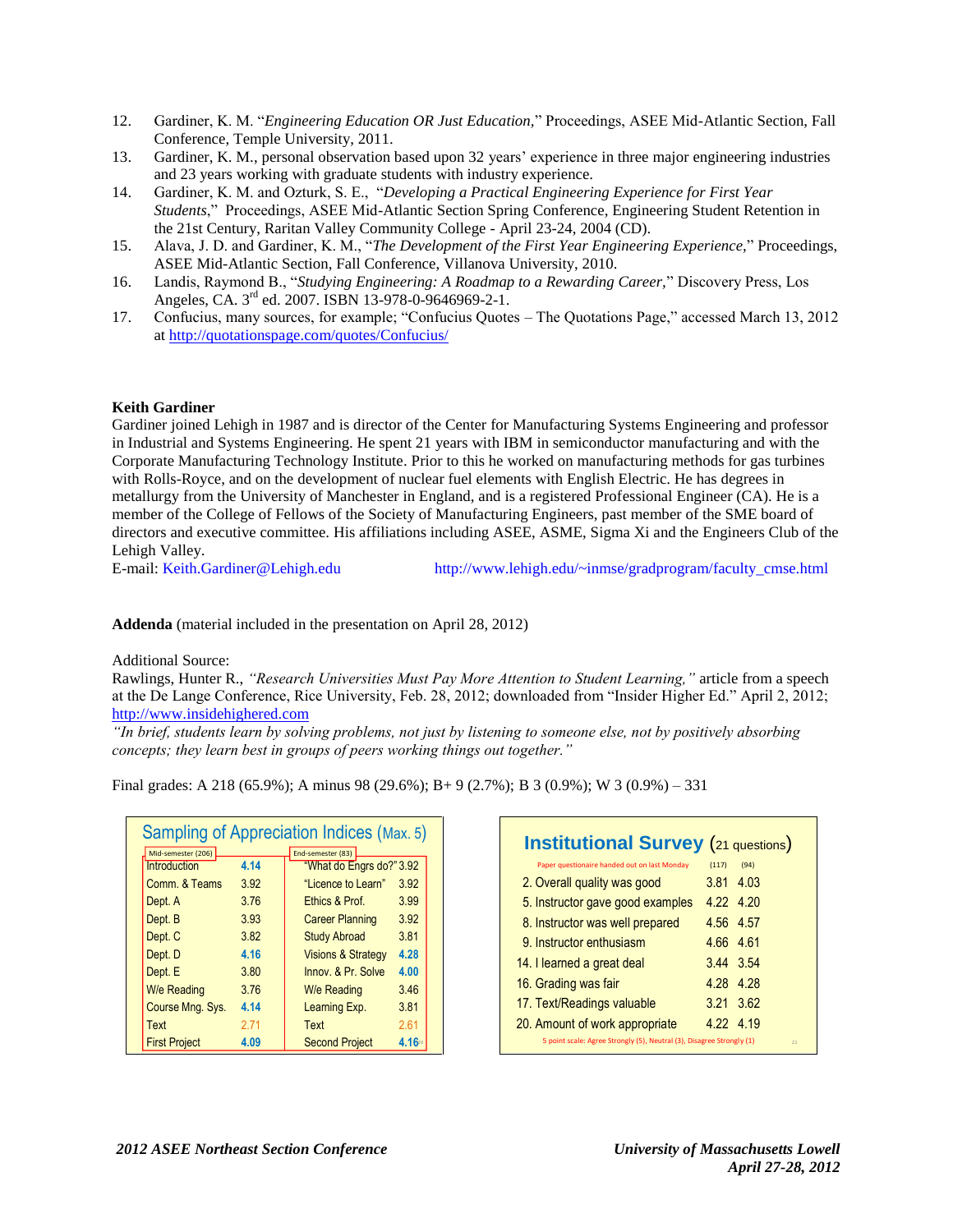12. Gardiner, K. M. "*Engineering Education OR Just Education,*" Proceedings, ASEE Mid-Atlantic Section, Fall Conference, Temple University, 2011.
13. Gardiner, K. M., personal observation based upon 32 years' experience in three major engineering industries and 23 years working with graduate students with industry experience.
14. Gardiner, K. M. and Ozturk, S. E., "*Developing a Practical Engineering Experience for First Year Students,*" Proceedings, ASEE Mid-Atlantic Section Spring Conference, Engineering Student Retention in the 21st Century, Raritan Valley Community College - April 23-24, 2004 (CD).
15. Alava, J. D. and Gardiner, K. M., "*The Development of the First Year Engineering Experience,*" Proceedings, ASEE Mid-Atlantic Section, Fall Conference, Villanova University, 2010.
16. Landis, Raymond B., "*Studying Engineering: A Roadmap to a Rewarding Career,*" Discovery Press, Los Angeles, CA. 3rd ed. 2007. ISBN 13-978-0-9646969-2-1.
17. Confucius, many sources, for example; "Confucius Quotes – The Quotations Page," accessed March 13, 2012 at http://quotationspage.com/quotes/Confucius/

**Keith Gardiner**

Gardiner joined Lehigh in 1987 and is director of the Center for Manufacturing Systems Engineering and professor in Industrial and Systems Engineering. He spent 21 years with IBM in semiconductor manufacturing and with the Corporate Manufacturing Technology Institute. Prior to this he worked on manufacturing methods for gas turbines with Rolls-Royce, and on the development of nuclear fuel elements with English Electric. He has degrees in metallurgy from the University of Manchester in England, and is a registered Professional Engineer (CA). He is a member of the College of Fellows of the Society of Manufacturing Engineers, past member of the SME board of directors and executive committee. His affiliations including ASEE, ASME, Sigma Xi and the Engineers Club of the Lehigh Valley.

E-mail: Keith.Gardiner@Lehigh.edu http://www.lehigh.edu/~inmse/gradprogram/faculty_cmse.html

**Addenda** (material included in the presentation on April 28, 2012)

Additional Source:

Rawlings, Hunter R., *"Research Universities Must Pay More Attention to Student Learning,"* article from a speech at the De Lange Conference, Rice University, Feb. 28, 2012; downloaded from "Insider Higher Ed." April 2, 2012; http://www.insidehighered.com

*"In brief, students learn by solving problems, not just by listening to someone else, not by positively absorbing concepts; they learn best in groups of peers working things out together."*

Final grades: A 218 (65.9%); A minus 98 (29.6%); B+ 9 (2.7%); B 3 (0.9%); W 3 (0.9%) – 331

**Sampling of Appreciation Indices (Max. 5)**

| Mid-semester (206) | | End-semester (83) | |
|---|---|---|---|
| Introduction | 4.14 | "What do Engrs do?" | 3.92 |
| Comm. & Teams | 3.92 | "Licence to Learn" | 3.92 |
| Dept. A | 3.76 | Ethics & Prof. | 3.99 |
| Dept. B | 3.93 | Career Planning | 3.92 |
| Dept. C | 3.82 | Study Abroad | 3.81 |
| Dept. D | 4.16 | Visions & Strategy | 4.28 |
| Dept. E | 3.80 | Innov. & Pr. Solve | 4.00 |
| W/e Reading | 3.76 | W/e Reading | 3.46 |
| Course Mng. Sys. | 4.14 | Learning Exp. | 3.81 |
| Text | 2.71 | Text | 2.61 |
| First Project | 4.09 | Second Project | 4.16 |

**Institutional Survey** (21 questions)

| Paper questionaire handed out on last Monday | (117) | (94) |
|---|---|---|
| 2. Overall quality was good | 3.81 | 4.03 |
| 5. Instructor gave good examples | 4.22 | 4.20 |
| 8. Instructor was well prepared | 4.56 | 4.57 |
| 9. Instructor enthusiasm | 4.66 | 4.61 |
| 14. I learned a great deal | 3.44 | 3.54 |
| 16. Grading was fair | 4.28 | 4.28 |
| 17. Text/Readings valuable | 3.21 | 3.62 |
| 20. Amount of work appropriate | 4.22 | 4.19 |

5 point scale: Agree Strongly (5), Neutral (3), Disagree Strongly (1)